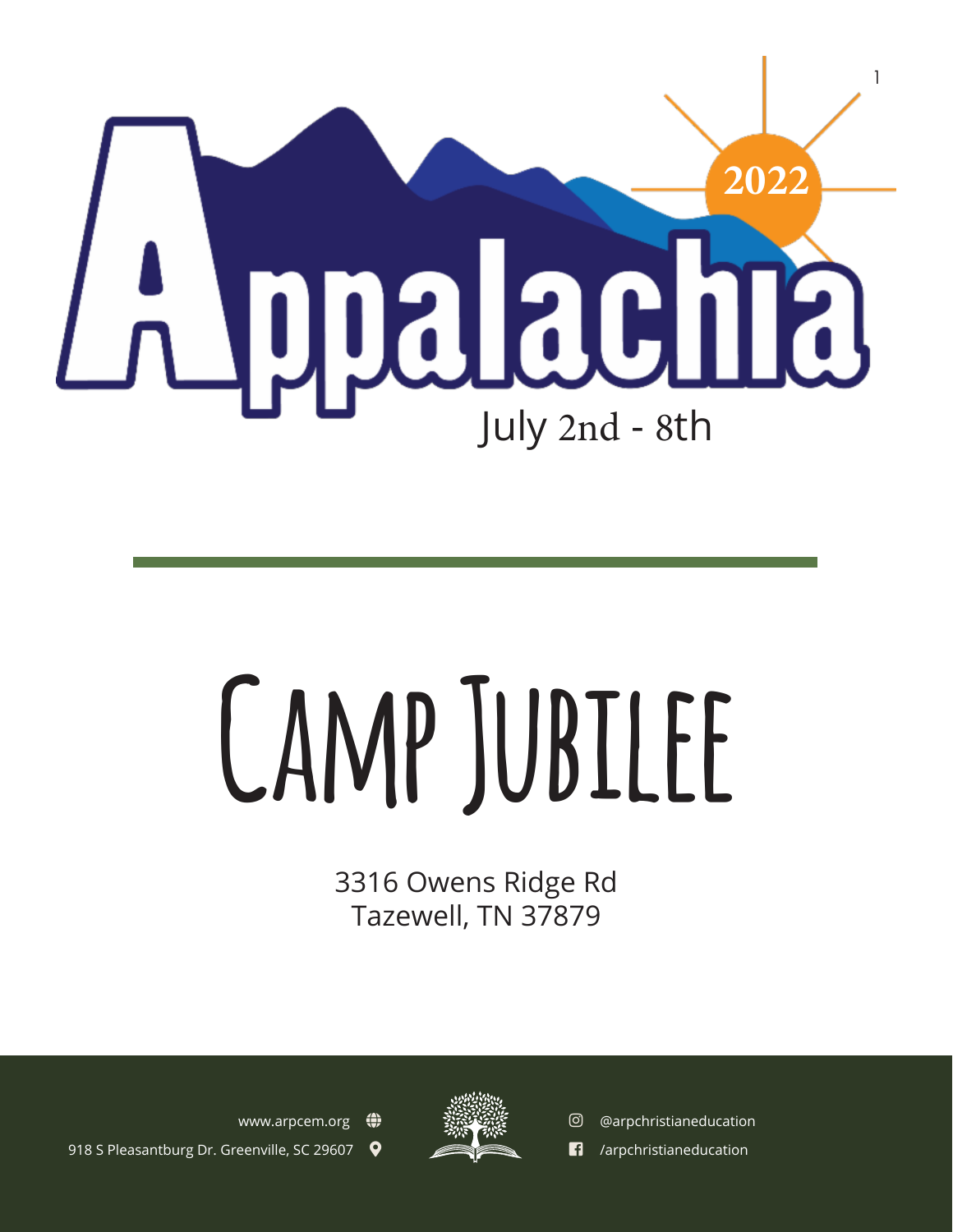# Appalachia 2022

July 2nd - 8th

# Camp Jubilee

3316 Owens Ridge Rd
Tazewell, TN 37879

www.arpcem.org

918 S Pleasantburg Dr. Greenville, SC 29607

@arpchristianeducation

/arpchristianeducation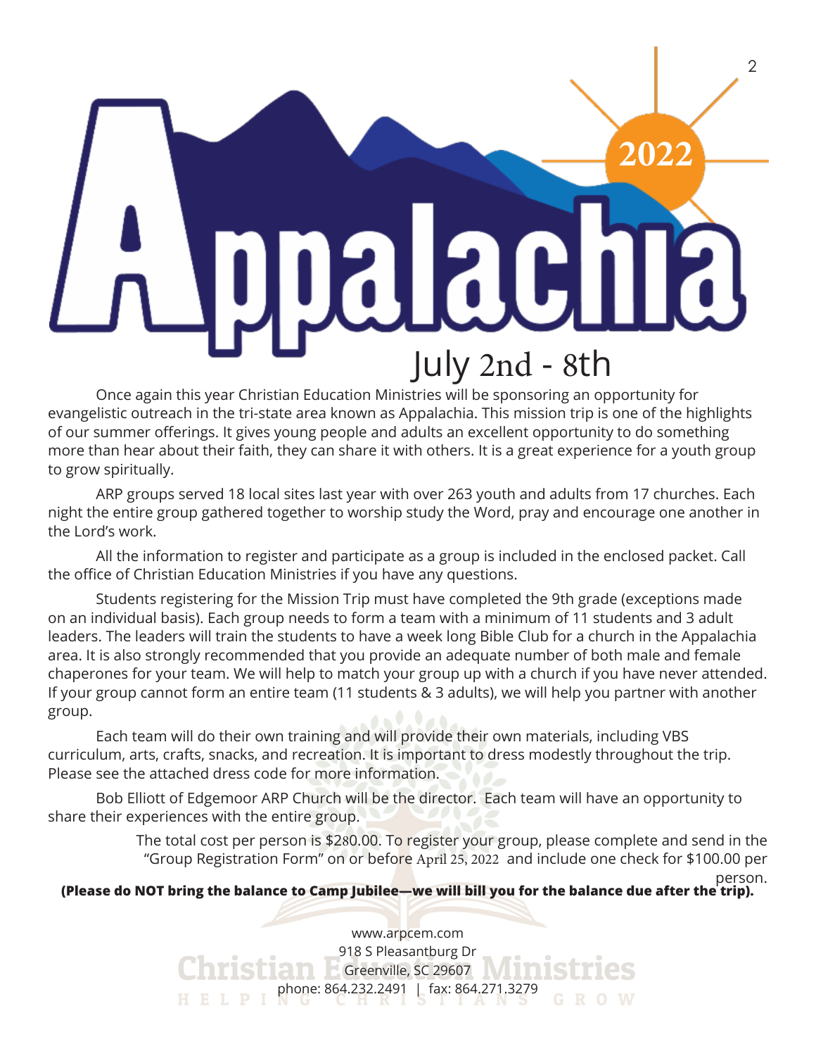# Appalachia 2022

## July 2nd - 8th

Once again this year Christian Education Ministries will be sponsoring an opportunity for evangelistic outreach in the tri-state area known as Appalachia. This mission trip is one of the highlights of our summer offerings. It gives young people and adults an excellent opportunity to do something more than hear about their faith, they can share it with others. It is a great experience for a youth group to grow spiritually.

ARP groups served 18 local sites last year with over 263 youth and adults from 17 churches. Each night the entire group gathered together to worship study the Word, pray and encourage one another in the Lord's work.

All the information to register and participate as a group is included in the enclosed packet. Call the office of Christian Education Ministries if you have any questions.

Students registering for the Mission Trip must have completed the 9th grade (exceptions made on an individual basis). Each group needs to form a team with a minimum of 11 students and 3 adult leaders. The leaders will train the students to have a week long Bible Club for a church in the Appalachia area. It is also strongly recommended that you provide an adequate number of both male and female chaperones for your team. We will help to match your group up with a church if you have never attended. If your group cannot form an entire team (11 students & 3 adults), we will help you partner with another group.

Each team will do their own training and will provide their own materials, including VBS curriculum, arts, crafts, snacks, and recreation. It is important to dress modestly throughout the trip. Please see the attached dress code for more information.

Bob Elliott of Edgemoor ARP Church will be the director. Each team will have an opportunity to share their experiences with the entire group.

The total cost per person is $280.00. To register your group, please complete and send in the "Group Registration Form" on or before April 25, 2022 and include one check for $100.00 per person.

**(Please do NOT bring the balance to Camp Jubilee—we will bill you for the balance due after the trip).**

www.arpcem.com
918 S Pleasantburg Dr
Greenville, SC 29607
phone: 864.232.2491 | fax: 864.271.3279

Christian Education Ministries
HELPING CHRISTIANS GROW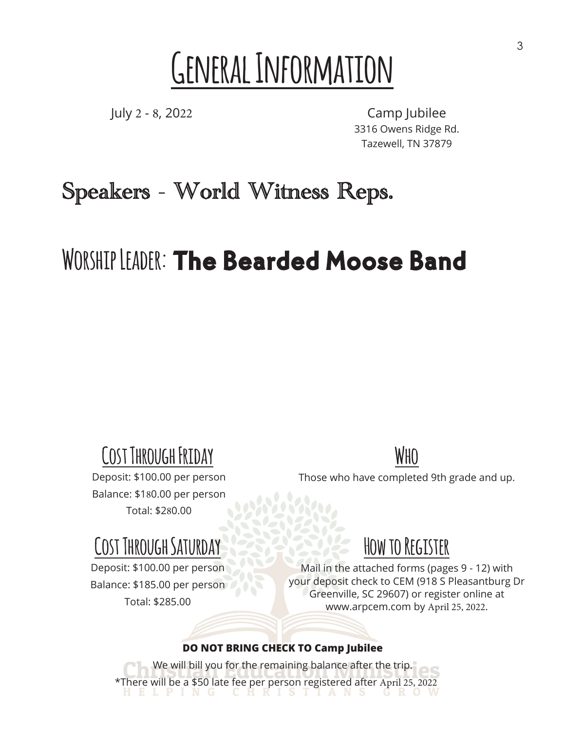# General Information

July 2 - 8, 2022

Camp Jubilee
3316 Owens Ridge Rd.
Tazewell, TN 37879

## Speakers - World Witness Reps.

## Worship Leader: **The Bearded Moose Band**

### Cost Through Friday

Deposit: $100.00 per person
Balance: $180.00 per person
Total: $280.00

### Cost Through Saturday

Deposit: $100.00 per person
Balance: $185.00 per person
Total: $285.00

### Who

Those who have completed 9th grade and up.

### How to Register

Mail in the attached forms (pages 9 - 12) with your deposit check to CEM (918 S Pleasantburg Dr Greenville, SC 29607) or register online at www.arpcem.com by April 25, 2022.

**DO NOT BRING CHECK TO Camp Jubilee**

We will bill you for the remaining balance after the trip.

*There will be a $50 late fee per person registered after April 25, 2022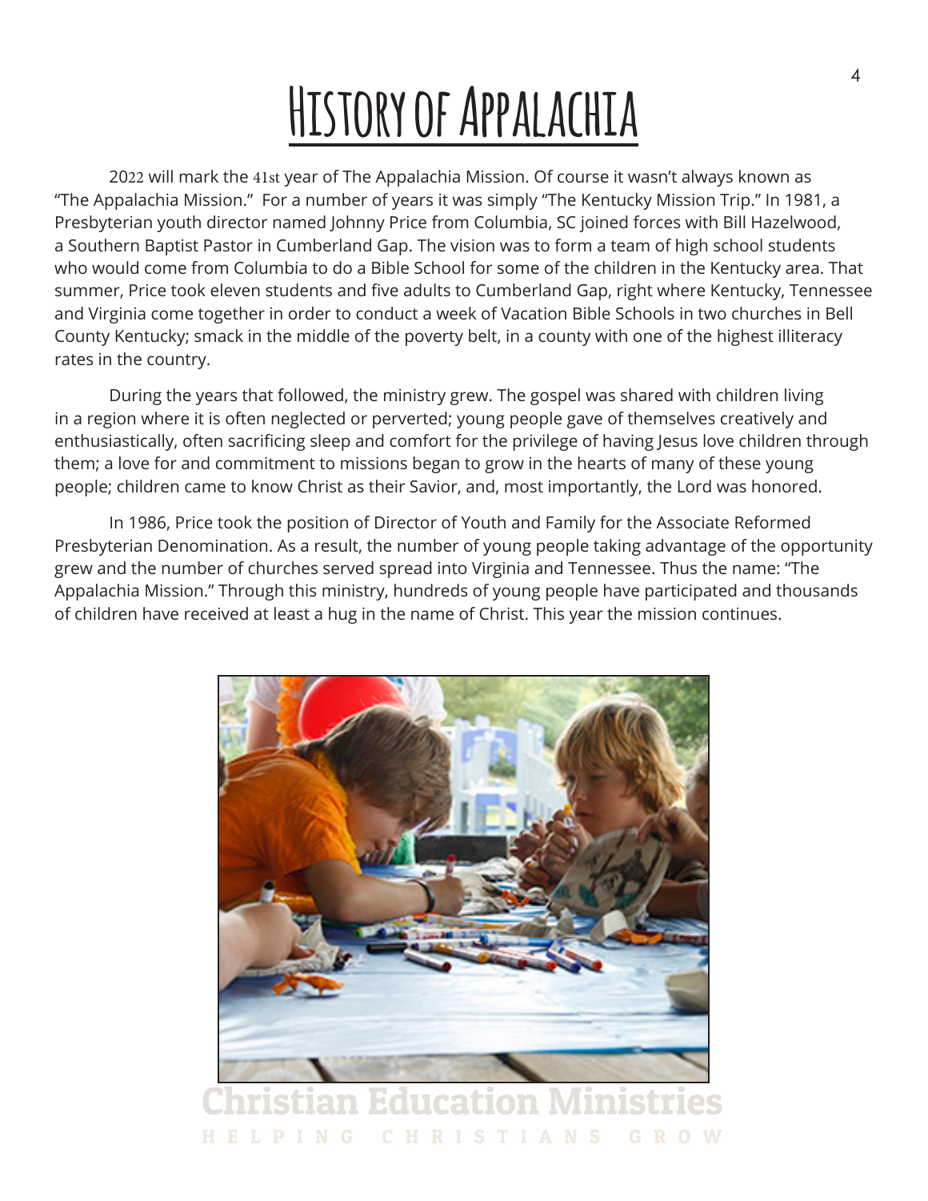# History of Appalachia

2022 will mark the 41st year of The Appalachia Mission. Of course it wasn't always known as "The Appalachia Mission." For a number of years it was simply "The Kentucky Mission Trip." In 1981, a Presbyterian youth director named Johnny Price from Columbia, SC joined forces with Bill Hazelwood, a Southern Baptist Pastor in Cumberland Gap. The vision was to form a team of high school students who would come from Columbia to do a Bible School for some of the children in the Kentucky area. That summer, Price took eleven students and five adults to Cumberland Gap, right where Kentucky, Tennessee and Virginia come together in order to conduct a week of Vacation Bible Schools in two churches in Bell County Kentucky; smack in the middle of the poverty belt, in a county with one of the highest illiteracy rates in the country.

During the years that followed, the ministry grew. The gospel was shared with children living in a region where it is often neglected or perverted; young people gave of themselves creatively and enthusiastically, often sacrificing sleep and comfort for the privilege of having Jesus love children through them; a love for and commitment to missions began to grow in the hearts of many of these young people; children came to know Christ as their Savior, and, most importantly, the Lord was honored.

In 1986, Price took the position of Director of Youth and Family for the Associate Reformed Presbyterian Denomination. As a result, the number of young people taking advantage of the opportunity grew and the number of churches served spread into Virginia and Tennessee. Thus the name: "The Appalachia Mission." Through this ministry, hundreds of young people have participated and thousands of children have received at least a hug in the name of Christ. This year the mission continues.

Christian Education Ministries

HELPING CHRISTIANS GROW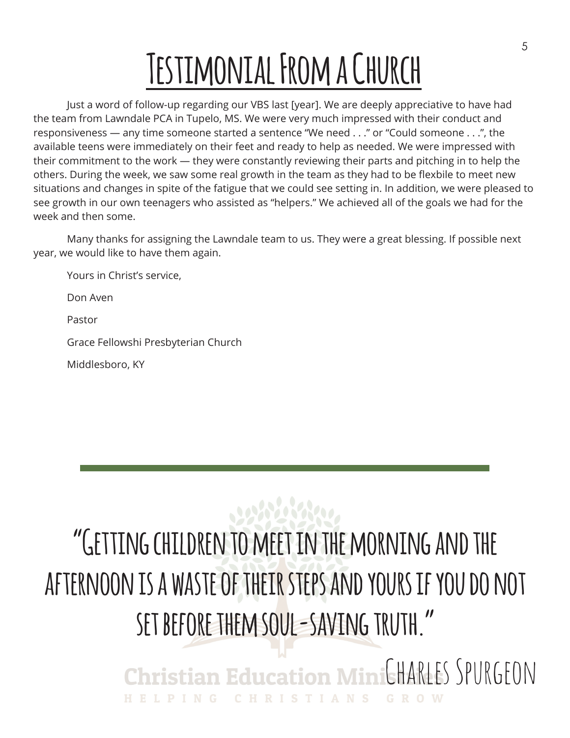# Testimonial From a Church

Just a word of follow-up regarding our VBS last [year]. We are deeply appreciative to have had the team from Lawndale PCA in Tupelo, MS. We were very much impressed with their conduct and responsiveness — any time someone started a sentence "We need . . ." or "Could someone . . .", the available teens were immediately on their feet and ready to help as needed. We were impressed with their commitment to the work — they were constantly reviewing their parts and pitching in to help the others. During the week, we saw some real growth in the team as they had to be flexbile to meet new situations and changes in spite of the fatigue that we could see setting in. In addition, we were pleased to see growth in our own teenagers who assisted as "helpers." We achieved all of the goals we had for the week and then some.

Many thanks for assigning the Lawndale team to us. They were a great blessing. If possible next year, we would like to have them again.

Yours in Christ's service,

Don Aven

Pastor

Grace Fellowshi Presbyterian Church

Middlesboro, KY

---

## "Getting children to meet in the morning and the afternoon is a waste of their steps and yours if you do not set before them soul-saving truth."

Charles Spurgeon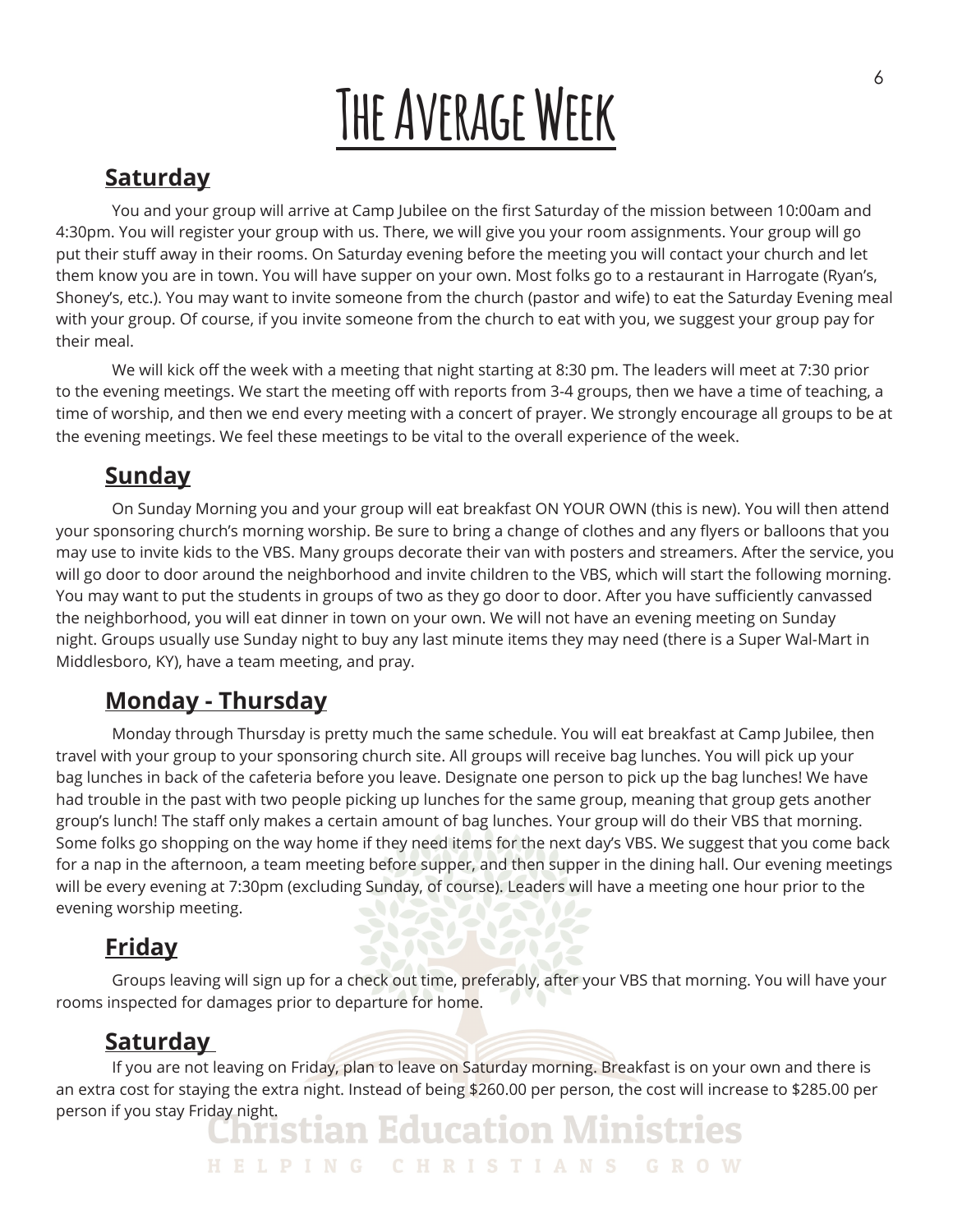# The Average Week

## Saturday

You and your group will arrive at Camp Jubilee on the first Saturday of the mission between 10:00am and 4:30pm. You will register your group with us. There, we will give you your room assignments. Your group will go put their stuff away in their rooms. On Saturday evening before the meeting you will contact your church and let them know you are in town. You will have supper on your own. Most folks go to a restaurant in Harrogate (Ryan's, Shoney's, etc.). You may want to invite someone from the church (pastor and wife) to eat the Saturday Evening meal with your group. Of course, if you invite someone from the church to eat with you, we suggest your group pay for their meal.

We will kick off the week with a meeting that night starting at 8:30 pm. The leaders will meet at 7:30 prior to the evening meetings. We start the meeting off with reports from 3-4 groups, then we have a time of teaching, a time of worship, and then we end every meeting with a concert of prayer. We strongly encourage all groups to be at the evening meetings. We feel these meetings to be vital to the overall experience of the week.

## Sunday

On Sunday Morning you and your group will eat breakfast ON YOUR OWN (this is new). You will then attend your sponsoring church's morning worship. Be sure to bring a change of clothes and any flyers or balloons that you may use to invite kids to the VBS. Many groups decorate their van with posters and streamers. After the service, you will go door to door around the neighborhood and invite children to the VBS, which will start the following morning. You may want to put the students in groups of two as they go door to door. After you have sufficiently canvassed the neighborhood, you will eat dinner in town on your own. We will not have an evening meeting on Sunday night. Groups usually use Sunday night to buy any last minute items they may need (there is a Super Wal-Mart in Middlesboro, KY), have a team meeting, and pray.

## Monday - Thursday

Monday through Thursday is pretty much the same schedule. You will eat breakfast at Camp Jubilee, then travel with your group to your sponsoring church site. All groups will receive bag lunches. You will pick up your bag lunches in back of the cafeteria before you leave. Designate one person to pick up the bag lunches! We have had trouble in the past with two people picking up lunches for the same group, meaning that group gets another group's lunch! The staff only makes a certain amount of bag lunches. Your group will do their VBS that morning. Some folks go shopping on the way home if they need items for the next day's VBS. We suggest that you come back for a nap in the afternoon, a team meeting before supper, and then supper in the dining hall. Our evening meetings will be every evening at 7:30pm (excluding Sunday, of course). Leaders will have a meeting one hour prior to the evening worship meeting.

## Friday

Groups leaving will sign up for a check out time, preferably, after your VBS that morning. You will have your rooms inspected for damages prior to departure for home.

## Saturday

If you are not leaving on Friday, plan to leave on Saturday morning. Breakfast is on your own and there is an extra cost for staying the extra night. Instead of being $260.00 per person, the cost will increase to $285.00 per person if you stay Friday night.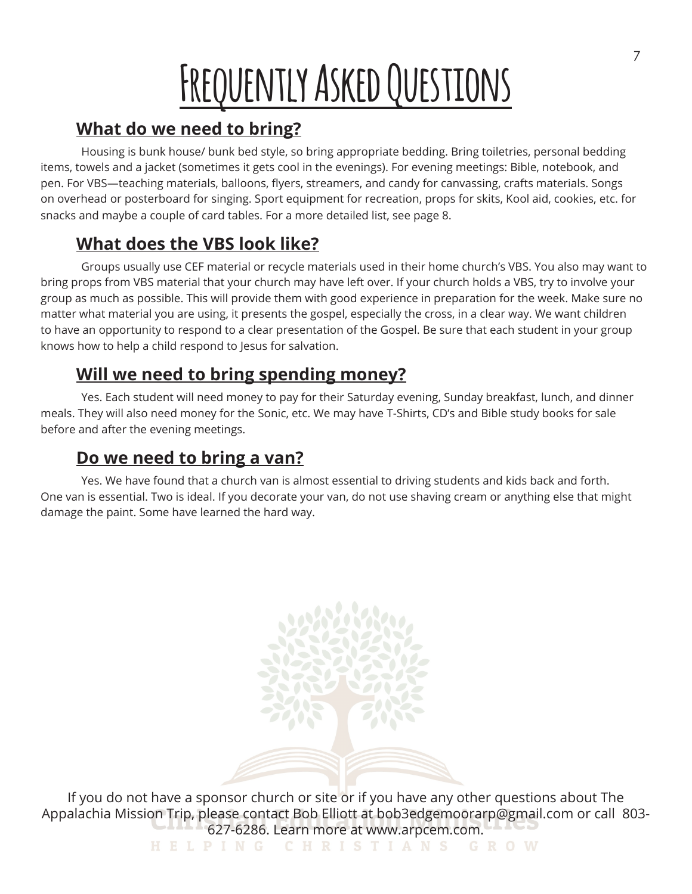# Frequently Asked Questions

## What do we need to bring?

Housing is bunk house/ bunk bed style, so bring appropriate bedding. Bring toiletries, personal bedding items, towels and a jacket (sometimes it gets cool in the evenings). For evening meetings: Bible, notebook, and pen. For VBS—teaching materials, balloons, flyers, streamers, and candy for canvassing, crafts materials. Songs on overhead or posterboard for singing. Sport equipment for recreation, props for skits, Kool aid, cookies, etc. for snacks and maybe a couple of card tables. For a more detailed list, see page 8.

## What does the VBS look like?

Groups usually use CEF material or recycle materials used in their home church's VBS. You also may want to bring props from VBS material that your church may have left over. If your church holds a VBS, try to involve your group as much as possible. This will provide them with good experience in preparation for the week. Make sure no matter what material you are using, it presents the gospel, especially the cross, in a clear way. We want children to have an opportunity to respond to a clear presentation of the Gospel. Be sure that each student in your group knows how to help a child respond to Jesus for salvation.

## Will we need to bring spending money?

Yes. Each student will need money to pay for their Saturday evening, Sunday breakfast, lunch, and dinner meals. They will also need money for the Sonic, etc. We may have T-Shirts, CD's and Bible study books for sale before and after the evening meetings.

## Do we need to bring a van?

Yes. We have found that a church van is almost essential to driving students and kids back and forth. One van is essential. Two is ideal. If you decorate your van, do not use shaving cream or anything else that might damage the paint. Some have learned the hard way.

If you do not have a sponsor church or site or if you have any other questions about The Appalachia Mission Trip, please contact Bob Elliott at bob3edgemoorarp@gmail.com or call 803-627-6286. Learn more at www.arpcem.com.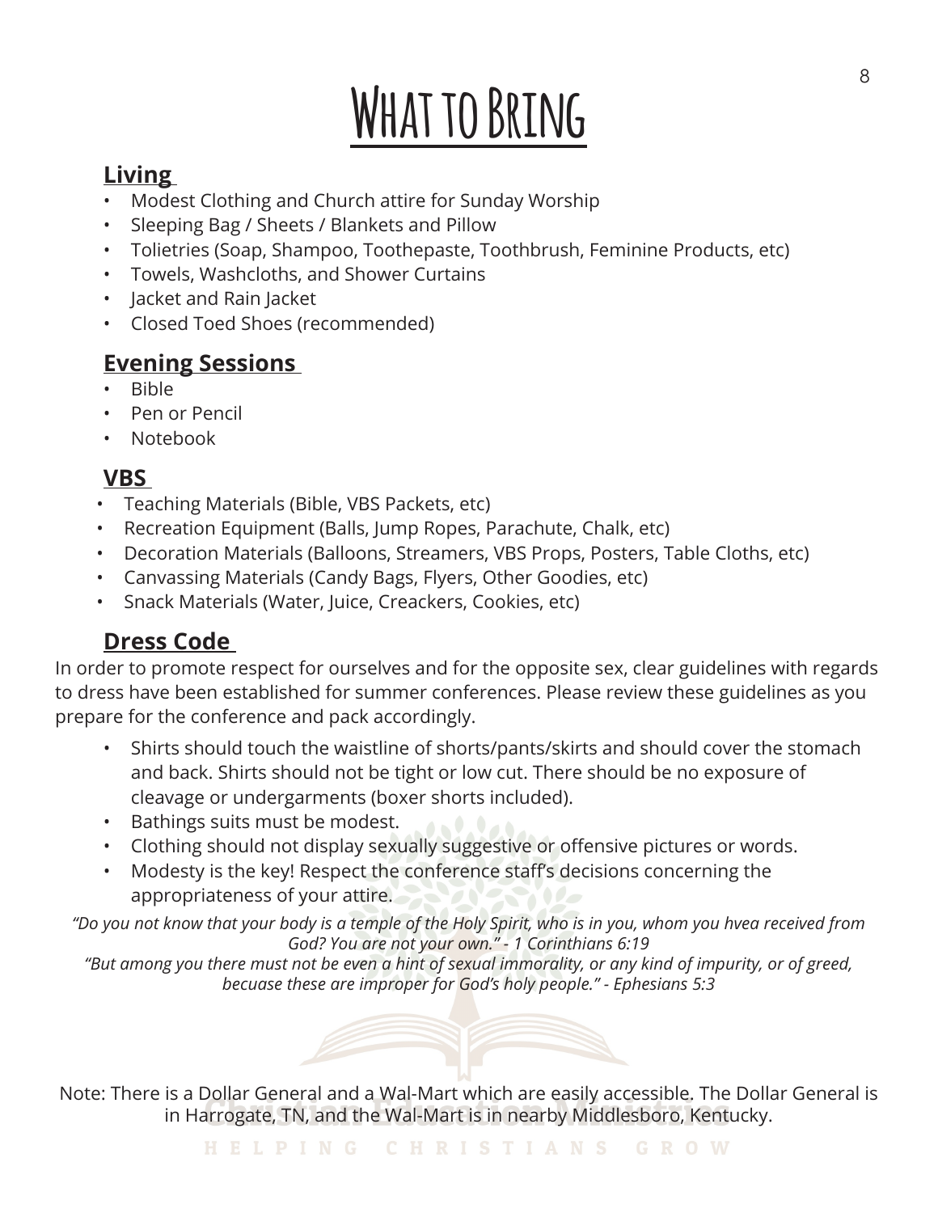# What to Bring

## Living

- Modest Clothing and Church attire for Sunday Worship
- Sleeping Bag / Sheets / Blankets and Pillow
- Tolietries (Soap, Shampoo, Toothepaste, Toothbrush, Feminine Products, etc)
- Towels, Washcloths, and Shower Curtains
- Jacket and Rain Jacket
- Closed Toed Shoes (recommended)

## Evening Sessions

- Bible
- Pen or Pencil
- Notebook

## VBS

- Teaching Materials (Bible, VBS Packets, etc)
- Recreation Equipment (Balls, Jump Ropes, Parachute, Chalk, etc)
- Decoration Materials (Balloons, Streamers, VBS Props, Posters, Table Cloths, etc)
- Canvassing Materials (Candy Bags, Flyers, Other Goodies, etc)
- Snack Materials (Water, Juice, Creackers, Cookies, etc)

## Dress Code

In order to promote respect for ourselves and for the opposite sex, clear guidelines with regards to dress have been established for summer conferences. Please review these guidelines as you prepare for the conference and pack accordingly.

- Shirts should touch the waistline of shorts/pants/skirts and should cover the stomach and back. Shirts should not be tight or low cut. There should be no exposure of cleavage or undergarments (boxer shorts included).
- Bathings suits must be modest.
- Clothing should not display sexually suggestive or offensive pictures or words.
- Modesty is the key! Respect the conference staff's decisions concerning the appropriateness of your attire.

*"Do you not know that your body is a temple of the Holy Spirit, who is in you, whom you hvea received from God? You are not your own." - 1 Corinthians 6:19*

*"But among you there must not be even a hint of sexual immorality, or any kind of impurity, or of greed, becuase these are improper for God's holy people." - Ephesians 5:3*

Note: There is a Dollar General and a Wal-Mart which are easily accessible. The Dollar General is in Harrogate, TN, and the Wal-Mart is in nearby Middlesboro, Kentucky.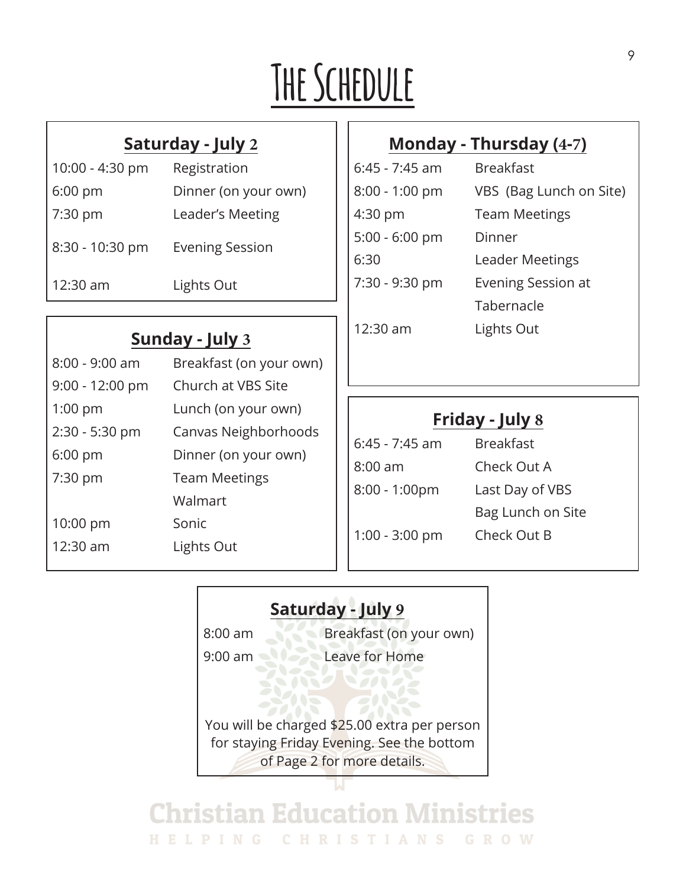# The Schedule

### Saturday - July 2

| | |
|---|---|
| 10:00 - 4:30 pm | Registration |
| 6:00 pm | Dinner (on your own) |
| 7:30 pm | Leader's Meeting |
| 8:30 - 10:30 pm | Evening Session |
| 12:30 am | Lights Out |

### Sunday - July 3

| | |
|---|---|
| 8:00 - 9:00 am | Breakfast (on your own) |
| 9:00 - 12:00 pm | Church at VBS Site |
| 1:00 pm | Lunch (on your own) |
| 2:30 - 5:30 pm | Canvas Neighborhoods |
| 6:00 pm | Dinner (on your own) |
| 7:30 pm | Team Meetings<br>Walmart |
| 10:00 pm | Sonic |
| 12:30 am | Lights Out |

### Monday - Thursday (4-7)

| | |
|---|---|
| 6:45 - 7:45 am | Breakfast |
| 8:00 - 1:00 pm | VBS (Bag Lunch on Site) |
| 4:30 pm | Team Meetings |
| 5:00 - 6:00 pm | Dinner |
| 6:30 | Leader Meetings |
| 7:30 - 9:30 pm | Evening Session at Tabernacle |
| 12:30 am | Lights Out |

### Friday - July 8

| | |
|---|---|
| 6:45 - 7:45 am | Breakfast |
| 8:00 am | Check Out A |
| 8:00 - 1:00pm | Last Day of VBS<br>Bag Lunch on Site |
| 1:00 - 3:00 pm | Check Out B |

### Saturday - July 9

| | |
|---|---|
| 8:00 am | Breakfast (on your own) |
| 9:00 am | Leave for Home |

You will be charged $25.00 extra per person for staying Friday Evening. See the bottom of Page 2 for more details.

Christian Education Ministries

HELPING CHRISTIANS GROW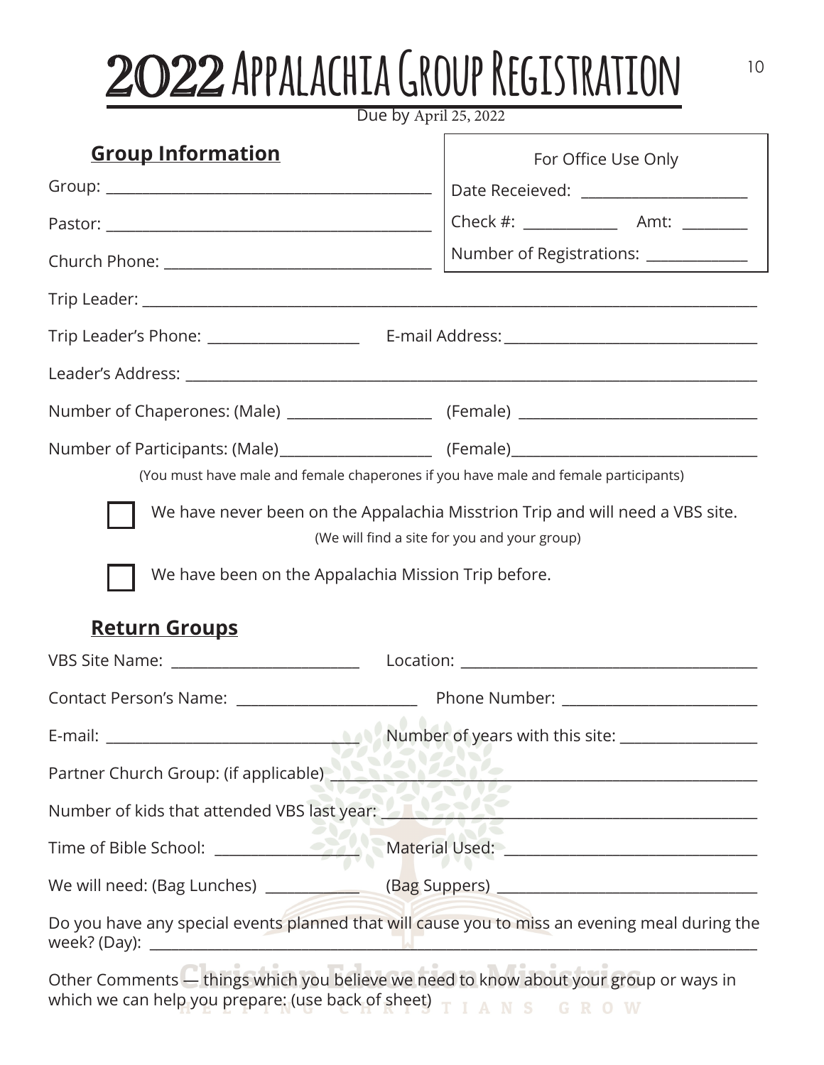# 2022 Appalachia Group Registration

Due by April 25, 2022

| For Office Use Only |
| --- |
| Date Receieved: _______________________ |
| Check #: _____________ Amt: _________ |
| Number of Registrations: ______________ |

## Group Information

Group: ____________________________________________

Pastor: ____________________________________________

Church Phone: ____________________________________

Trip Leader: ______________________________________________________________________________

Trip Leader's Phone: ____________________ E-mail Address: __________________________________

Leader's Address: ___________________________________________________________________________

Number of Chaperones: (Male) ___________________ (Female) _________________________________

Number of Participants: (Male)____________________ (Female)_________________________________

(You must have male and female chaperones if you have male and female participants)

☐ We have never been on the Appalachia Misstrion Trip and will need a VBS site.
(We will find a site for you and your group)

☐ We have been on the Appalachia Mission Trip before.

## Return Groups

VBS Site Name: _________________________ Location: ________________________________________

Contact Person's Name: ________________________ Phone Number: __________________________

E-mail: _________________________________ Number of years with this site: __________________

Partner Church Group: (if applicable) _____________________________________________________

Number of kids that attended VBS last year: _______________________________________________

Time of Bible School: ___________________ Material Used: _________________________________

We will need: (Bag Lunches) ____________ (Bag Suppers) __________________________________

Do you have any special events planned that will cause you to miss an evening meal during the week? (Day): ______________________________________________________________________________

Other Comments — things which you believe we need to know about your group or ways in which we can help you prepare: (use back of sheet)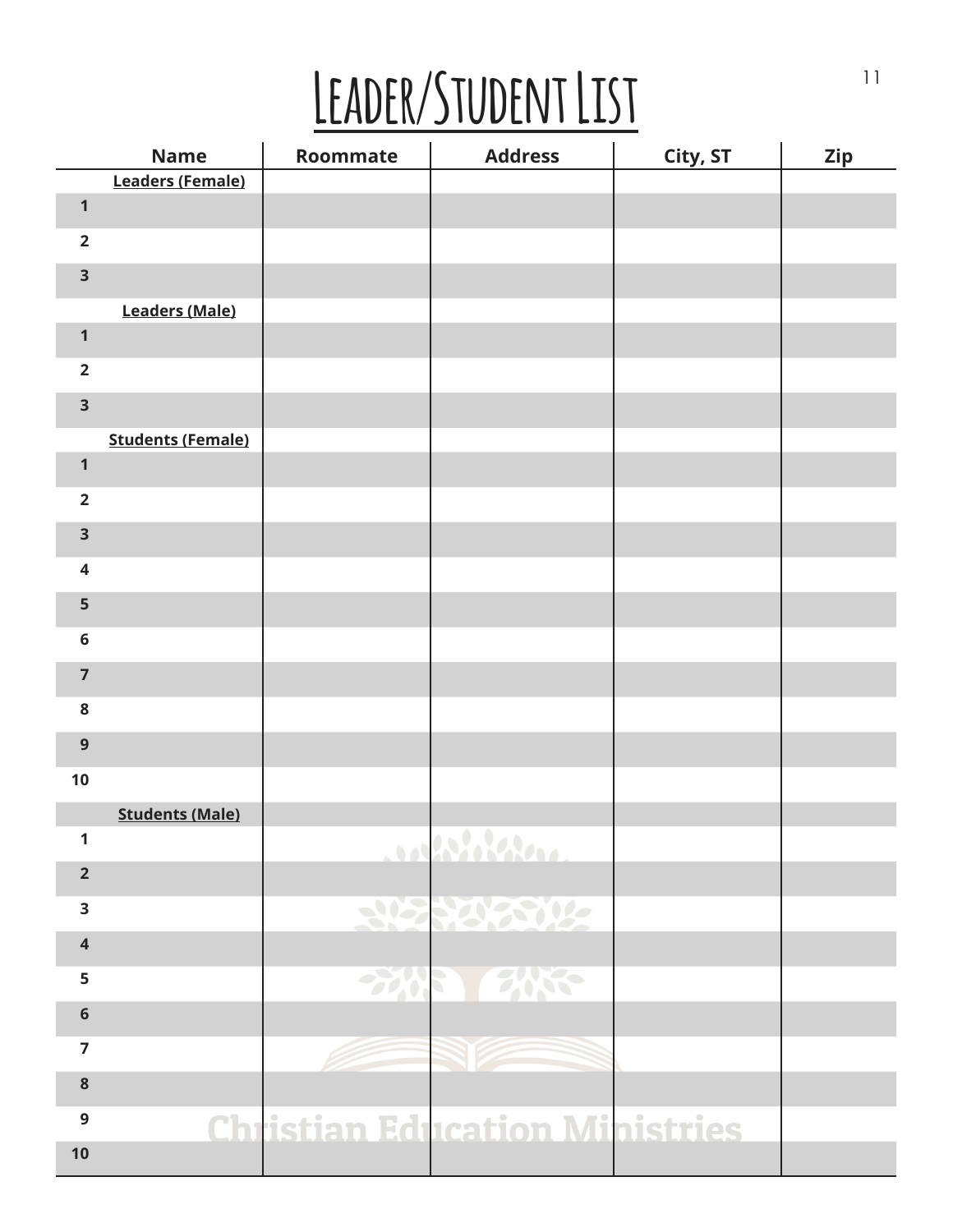# Leader/Student List

| | Name | Roommate | Address | City, ST | Zip |
|---|---|---|---|---|---|
| | **Leaders (Female)** | | | | |
| 1 | | | | | |
| 2 | | | | | |
| 3 | | | | | |
| | **Leaders (Male)** | | | | |
| 1 | | | | | |
| 2 | | | | | |
| 3 | | | | | |
| | **Students (Female)** | | | | |
| 1 | | | | | |
| 2 | | | | | |
| 3 | | | | | |
| 4 | | | | | |
| 5 | | | | | |
| 6 | | | | | |
| 7 | | | | | |
| 8 | | | | | |
| 9 | | | | | |
| 10 | | | | | |
| | **Students (Male)** | | | | |
| 1 | | | | | |
| 2 | | | | | |
| 3 | | | | | |
| 4 | | | | | |
| 5 | | | | | |
| 6 | | | | | |
| 7 | | | | | |
| 8 | | | | | |
| 9 | | | | | |
| 10 | | | | | |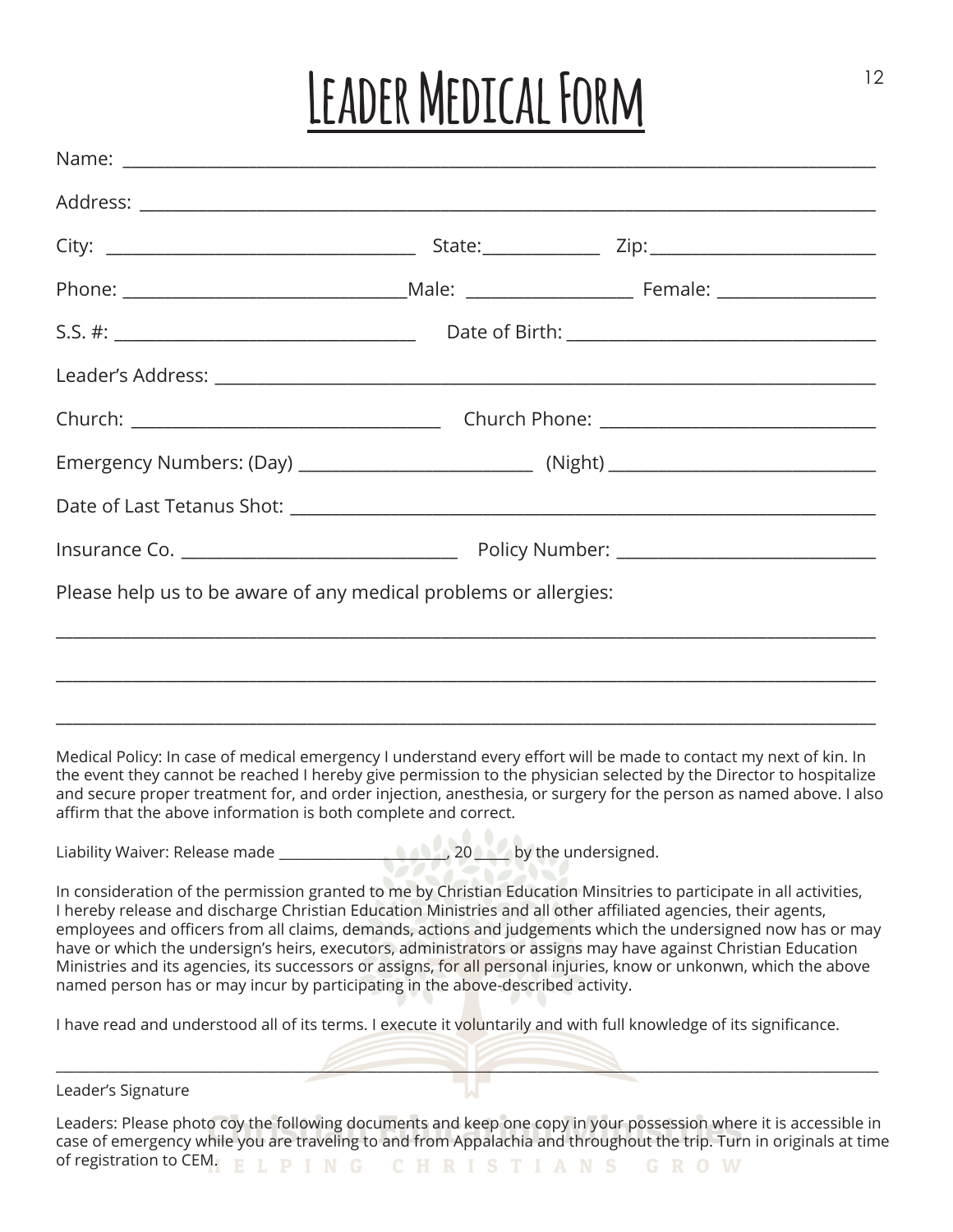# Leader Medical Form

Name: ____________________________________________________________________________

Address: __________________________________________________________________________

City: ________________________________ State:____________ Zip:________________________

Phone: ______________________________Male: _________________ Female: ________________

S.S. #: ________________________________ Date of Birth: _________________________________

Leader's Address: ____________________________________________________________________

Church: ________________________________ Church Phone: ____________________________

Emergency Numbers: (Day) _________________________ (Night) _____________________________

Date of Last Tetanus Shot: _____________________________________________________________

Insurance Co. _____________________________ Policy Number: ____________________________

Please help us to be aware of any medical problems or allergies:

_____________________________________________________________________________________

_____________________________________________________________________________________

_____________________________________________________________________________________

Medical Policy: In case of medical emergency I understand every effort will be made to contact my next of kin. In the event they cannot be reached I hereby give permission to the physician selected by the Director to hospitalize and secure proper treatment for, and order injection, anesthesia, or surgery for the person as named above. I also affirm that the above information is both complete and correct.

Liability Waiver: Release made ______________________, 20 _____ by the undersigned.

In consideration of the permission granted to me by Christian Education Minsitries to participate in all activities, I hereby release and discharge Christian Education Ministries and all other affiliated agencies, their agents, employees and officers from all claims, demands, actions and judgements which the undersigned now has or may have or which the undersign's heirs, executors, administrators or assigns may have against Christian Education Ministries and its agencies, its successors or assigns, for all personal injuries, know or unkonwn, which the above named person has or may incur by participating in the above-described activity.

I have read and understood all of its terms. I execute it voluntarily and with full knowledge of its significance.

_____________________________________________________________________________________

Leader's Signature

Leaders: Please photo coy the following documents and keep one copy in your possession where it is accessible in case of emergency while you are traveling to and from Appalachia and throughout the trip. Turn in originals at time of registration to CEM.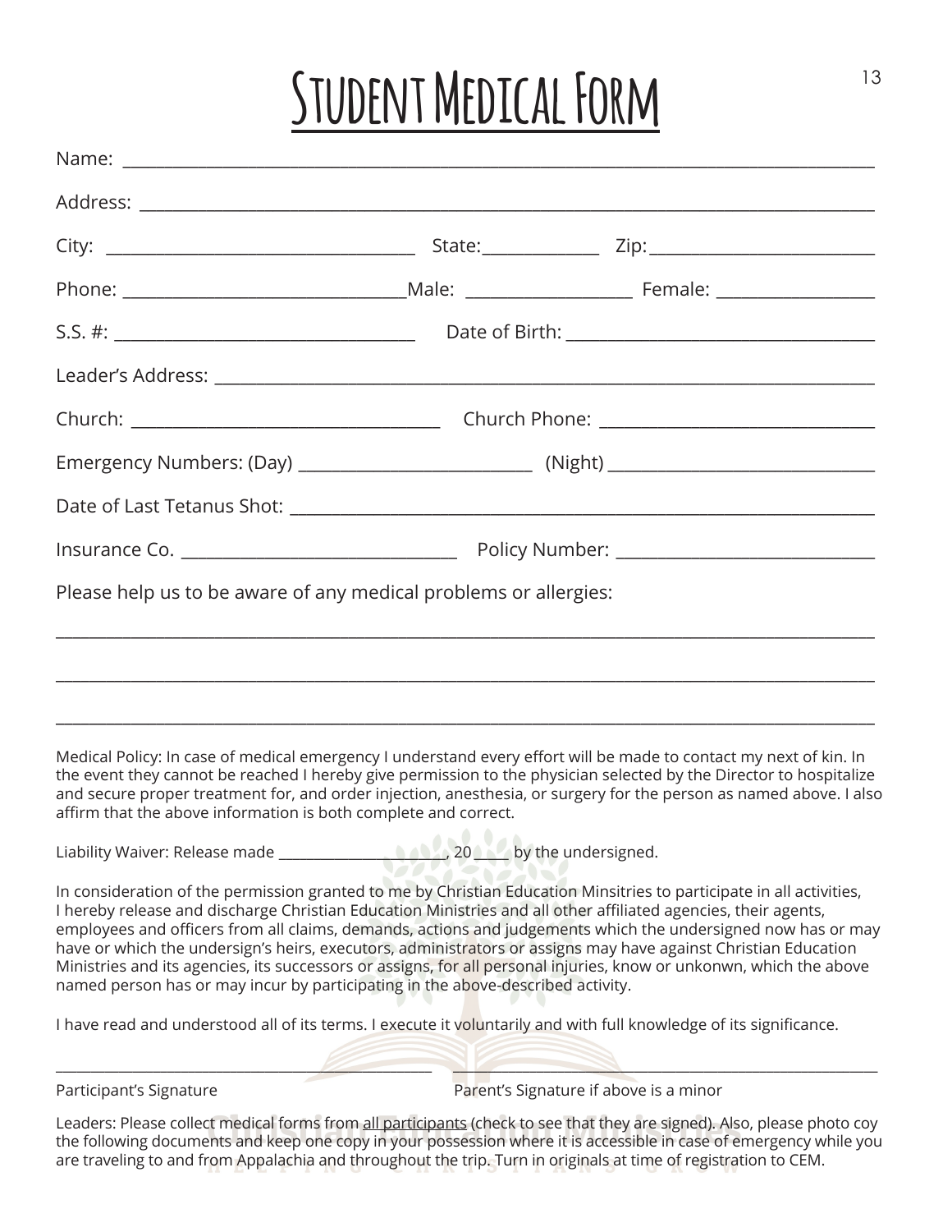# Student Medical Form

Name: ____________________________________________________________________________

Address: __________________________________________________________________________

City: ________________________________ State:____________ Zip:_______________________

Phone: _____________________________Male: _________________ Female: ________________

S.S. #: _______________________________ Date of Birth: ________________________________

Leader's Address: ___________________________________________________________________

Church: _________________________________ Church Phone: ____________________________

Emergency Numbers: (Day) ________________________ (Night) ____________________________

Date of Last Tetanus Shot: ____________________________________________________________

Insurance Co. ______________________________ Policy Number: ___________________________

Please help us to be aware of any medical problems or allergies:

_____________________________________________________________________________________

_____________________________________________________________________________________

_____________________________________________________________________________________

Medical Policy: In case of medical emergency I understand every effort will be made to contact my next of kin. In the event they cannot be reached I hereby give permission to the physician selected by the Director to hospitalize and secure proper treatment for, and order injection, anesthesia, or surgery for the person as named above. I also affirm that the above information is both complete and correct.

Liability Waiver: Release made ______________________, 20_____ by the undersigned.

In consideration of the permission granted to me by Christian Education Minsitries to participate in all activities, I hereby release and discharge Christian Education Ministries and all other affiliated agencies, their agents, employees and officers from all claims, demands, actions and judgements which the undersigned now has or may have or which the undersign's heirs, executors, administrators or assigns may have against Christian Education Ministries and its agencies, its successors or assigns, for all personal injuries, know or unkonwn, which the above named person has or may incur by participating in the above-described activity.

I have read and understood all of its terms. I execute it voluntarily and with full knowledge of its significance.

_____________________________________________ _____________________________________________

Participant's Signature Parent's Signature if above is a minor

Leaders: Please collect medical forms from <u>all participants</u> (check to see that they are signed). Also, please photo coy the following documents and keep one copy in your possession where it is accessible in case of emergency while you are traveling to and from Appalachia and throughout the trip. Turn in originals at time of registration to CEM.